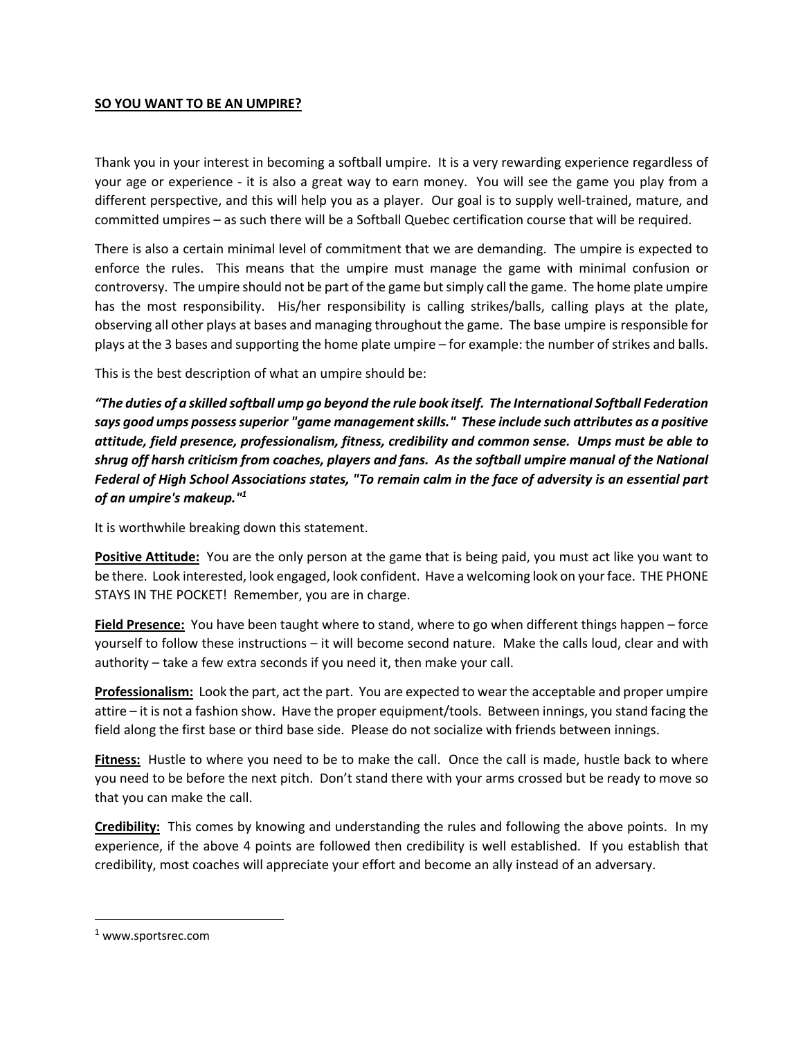**SO YOU WANT TO BE AN UMPIRE?**

Thank you in your interest in becoming a softball umpire. It is a very rewarding experience regardless of your age or experience - it is also a great way to earn money. You will see the game you play from a different perspective, and this will help you as a player. Our goal is to supply well-trained, mature, and committed umpires – as such there will be a Softball Quebec certification course that will be required.

There is also a certain minimal level of commitment that we are demanding. The umpire is expected to enforce the rules. This means that the umpire must manage the game with minimal confusion or controversy. The umpire should not be part of the game but simply call the game. The home plate umpire has the most responsibility. His/her responsibility is calling strikes/balls, calling plays at the plate, observing all other plays at bases and managing throughout the game. The base umpire is responsible for plays at the 3 bases and supporting the home plate umpire – for example: the number of strikes and balls.

This is the best description of what an umpire should be:

***"The duties of a skilled softball ump go beyond the rule book itself. The International Softball Federation says good umps possess superior "game management skills." These include such attributes as a positive attitude, field presence, professionalism, fitness, credibility and common sense. Umps must be able to shrug off harsh criticism from coaches, players and fans. As the softball umpire manual of the National Federal of High School Associations states, "To remain calm in the face of adversity is an essential part of an umpire's makeup."[1]***

It is worthwhile breaking down this statement.

**Positive Attitude:** You are the only person at the game that is being paid, you must act like you want to be there. Look interested, look engaged, look confident. Have a welcoming look on your face. THE PHONE STAYS IN THE POCKET! Remember, you are in charge.

**Field Presence:** You have been taught where to stand, where to go when different things happen – force yourself to follow these instructions – it will become second nature. Make the calls loud, clear and with authority – take a few extra seconds if you need it, then make your call.

**Professionalism:** Look the part, act the part. You are expected to wear the acceptable and proper umpire attire – it is not a fashion show. Have the proper equipment/tools. Between innings, you stand facing the field along the first base or third base side. Please do not socialize with friends between innings.

**Fitness:** Hustle to where you need to be to make the call. Once the call is made, hustle back to where you need to be before the next pitch. Don't stand there with your arms crossed but be ready to move so that you can make the call.

**Credibility:** This comes by knowing and understanding the rules and following the above points. In my experience, if the above 4 points are followed then credibility is well established. If you establish that credibility, most coaches will appreciate your effort and become an ally instead of an adversary.

---

[1] www.sportsrec.com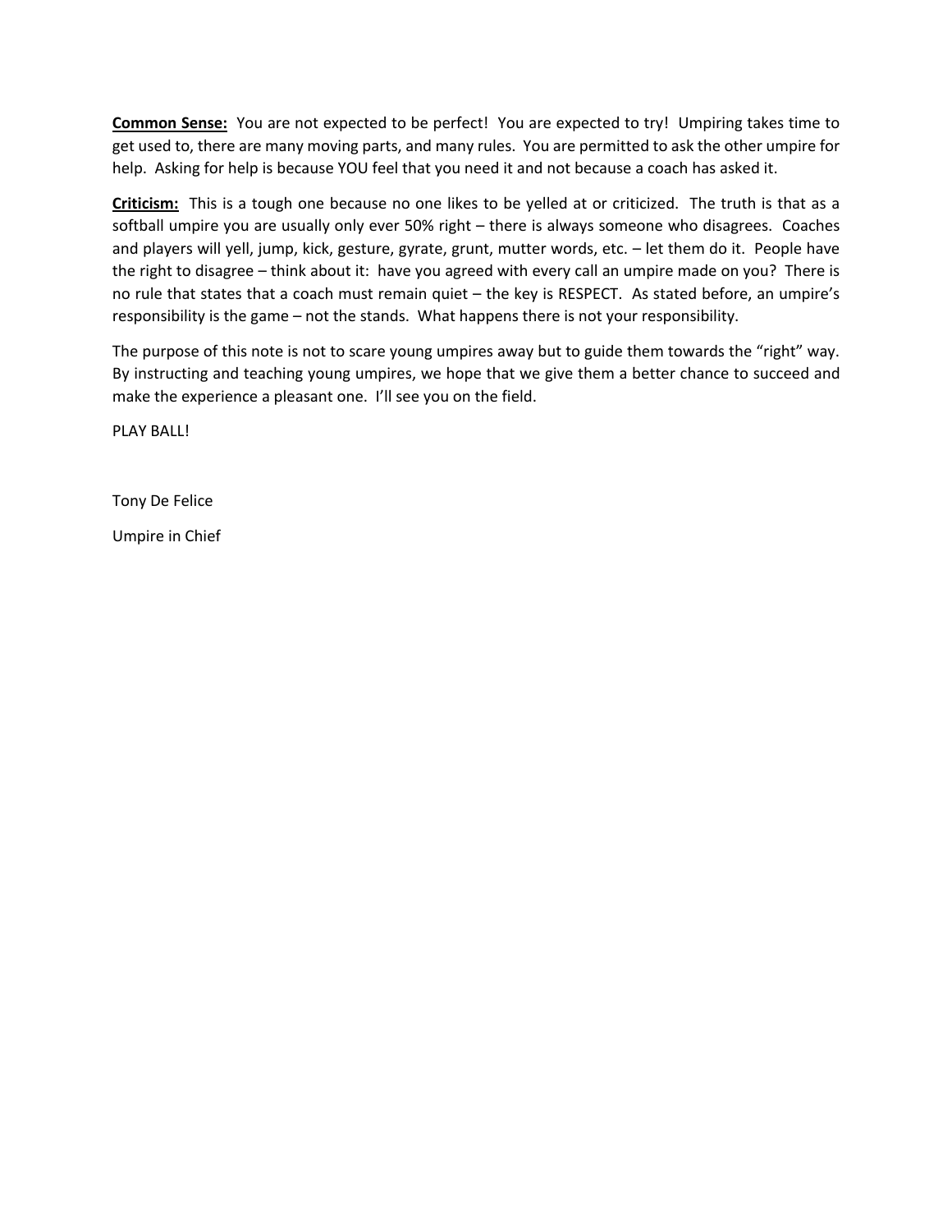**Common Sense:** You are not expected to be perfect! You are expected to try! Umpiring takes time to get used to, there are many moving parts, and many rules. You are permitted to ask the other umpire for help. Asking for help is because YOU feel that you need it and not because a coach has asked it.

**Criticism:** This is a tough one because no one likes to be yelled at or criticized. The truth is that as a softball umpire you are usually only ever 50% right – there is always someone who disagrees. Coaches and players will yell, jump, kick, gesture, gyrate, grunt, mutter words, etc. – let them do it. People have the right to disagree – think about it: have you agreed with every call an umpire made on you? There is no rule that states that a coach must remain quiet – the key is RESPECT. As stated before, an umpire's responsibility is the game – not the stands. What happens there is not your responsibility.

The purpose of this note is not to scare young umpires away but to guide them towards the "right" way. By instructing and teaching young umpires, we hope that we give them a better chance to succeed and make the experience a pleasant one. I'll see you on the field.

PLAY BALL!

Tony De Felice

Umpire in Chief